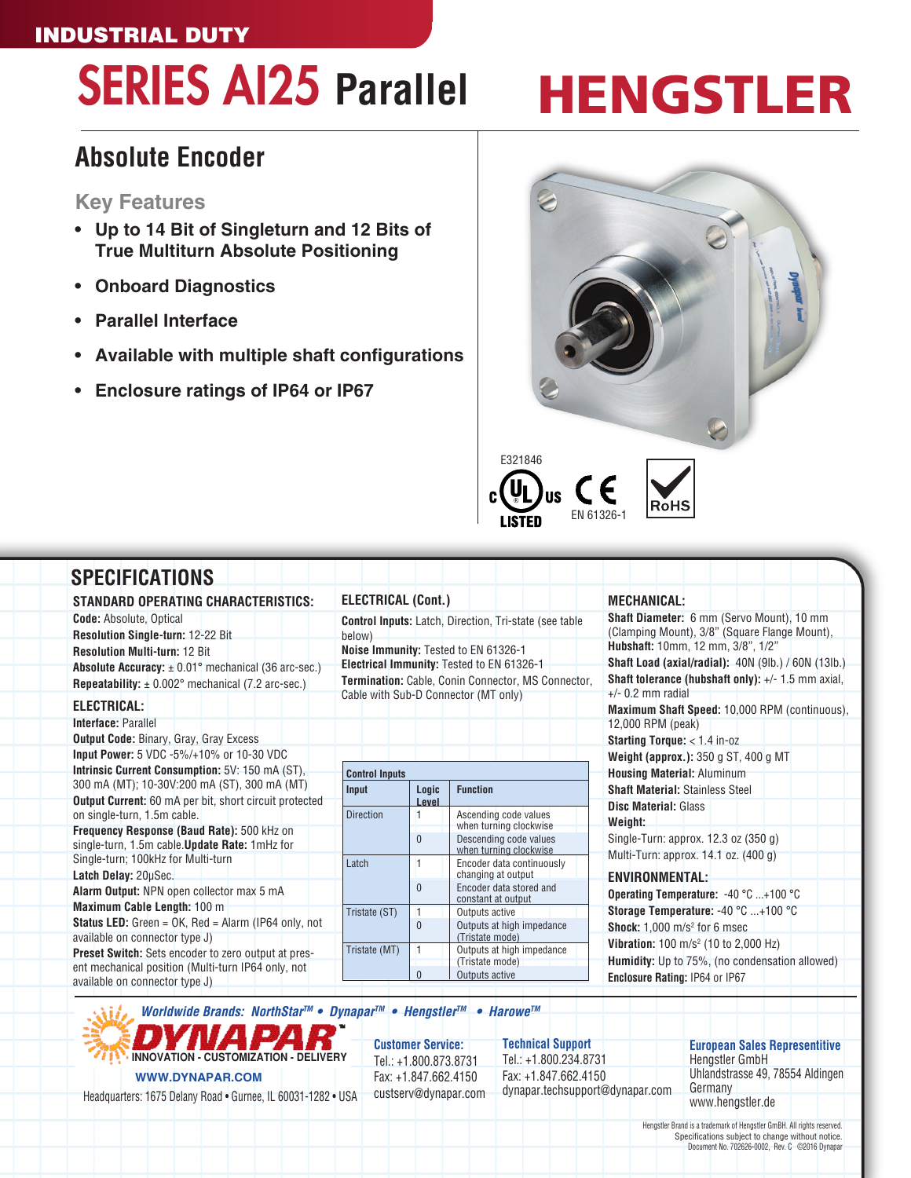INDUSTRIAL DUTY

# SERIES AI25 Parallel

HENGSTLER

## Absolute Encoder

### Key Features

- Up to 14 Bit of Singleturn and 12 Bits of True Multiturn Absolute Positioning
- Onboard Diagnostics
- Parallel Interface
- Available with multiple shaft configurations
- Enclosure ratings of IP64 or IP67

E321846

c UL us LISTED

CE EN 61326-1

RoHS

## SPECIFICATIONS

### STANDARD OPERATING CHARACTERISTICS:

**Code:** Absolute, Optical
**Resolution Single-turn:** 12-22 Bit
**Resolution Multi-turn:** 12 Bit
**Absolute Accuracy:** ± 0.01° mechanical (36 arc-sec.)
**Repeatability:** ± 0.002° mechanical (7.2 arc-sec.)

### ELECTRICAL:

**Interface:** Parallel
**Output Code:** Binary, Gray, Gray Excess
**Input Power:** 5 VDC -5%/+10% or 10-30 VDC
**Intrinsic Current Consumption:** 5V: 150 mA (ST), 300 mA (MT); 10-30V:200 mA (ST), 300 mA (MT)
**Output Current:** 60 mA per bit, short circuit protected on single-turn, 1.5m cable.
**Frequency Response (Baud Rate):** 500 kHz on single-turn, 1.5m cable.**Update Rate:** 1mHz for Single-turn; 100kHz for Multi-turn
**Latch Delay:** 20µSec.
**Alarm Output:** NPN open collector max 5 mA
**Maximum Cable Length:** 100 m
**Status LED:** Green = OK, Red = Alarm (IP64 only, not available on connector type J)
**Preset Switch:** Sets encoder to zero output at present mechanical position (Multi-turn IP64 only, not available on connector type J)

### ELECTRICAL (Cont.)

**Control Inputs:** Latch, Direction, Tri-state (see table below)
**Noise Immunity:** Tested to EN 61326-1
**Electrical Immunity:** Tested to EN 61326-1
**Termination:** Cable, Conin Connector, MS Connector, Cable with Sub-D Connector (MT only)

**Control Inputs**

| Input | Logic Level | Function |
|---|---|---|
| Direction | 1 | Ascending code values when turning clockwise |
| | 0 | Descending code values when turning clockwise |
| Latch | 1 | Encoder data continuously changing at output |
| | 0 | Encoder data stored and constant at output |
| Tristate (ST) | 1 | Outputs active |
| | 0 | Outputs at high impedance (Tristate mode) |
| Tristate (MT) | 1 | Outputs at high impedance (Tristate mode) |
| | 0 | Outputs active |

### MECHANICAL:

**Shaft Diameter:** 6 mm (Servo Mount), 10 mm (Clamping Mount), 3/8" (Square Flange Mount),
**Hubshaft:** 10mm, 12 mm, 3/8", 1/2"
**Shaft Load (axial/radial):** 40N (9lb.) / 60N (13lb.)
**Shaft tolerance (hubshaft only):** +/- 1.5 mm axial, +/- 0.2 mm radial
**Maximum Shaft Speed:** 10,000 RPM (continuous), 12,000 RPM (peak)
**Starting Torque:** < 1.4 in-oz
**Weight (approx.):** 350 g ST, 400 g MT
**Housing Material:** Aluminum
**Shaft Material:** Stainless Steel
**Disc Material:** Glass
**Weight:**
Single-Turn: approx. 12.3 oz (350 g)
Multi-Turn: approx. 14.1 oz. (400 g)

### ENVIRONMENTAL:

**Operating Temperature:** -40 °C ...+100 °C
**Storage Temperature:** -40 °C ...+100 °C
**Shock:** 1,000 m/s² for 6 msec
**Vibration:** 100 m/s² (10 to 2,000 Hz)
**Humidity:** Up to 75%, (no condensation allowed)
**Enclosure Rating:** IP64 or IP67

*Worldwide Brands: NorthStar™ • Dynapar™ • Hengstler™ • Harowe™*

DYNAPAR™ INNOVATION - CUSTOMIZATION - DELIVERY

WWW.DYNAPAR.COM

Headquarters: 1675 Delany Road • Gurnee, IL 60031-1282 • USA

**Customer Service:**
Tel.: +1.800.873.8731
Fax: +1.847.662.4150
custserv@dynapar.com

**Technical Support**
Tel.: +1.800.234.8731
Fax: +1.847.662.4150
dynapar.techsupport@dynapar.com

**European Sales Representitive**
Hengstler GmbH
Uhlandstrasse 49, 78554 Aldingen
Germany
www.hengstler.de

Hengstler Brand is a trademark of Hengstler GmbH. All rights reserved.
Specifications subject to change without notice.
Document No. 702626-0002, Rev. C ©2016 Dynapar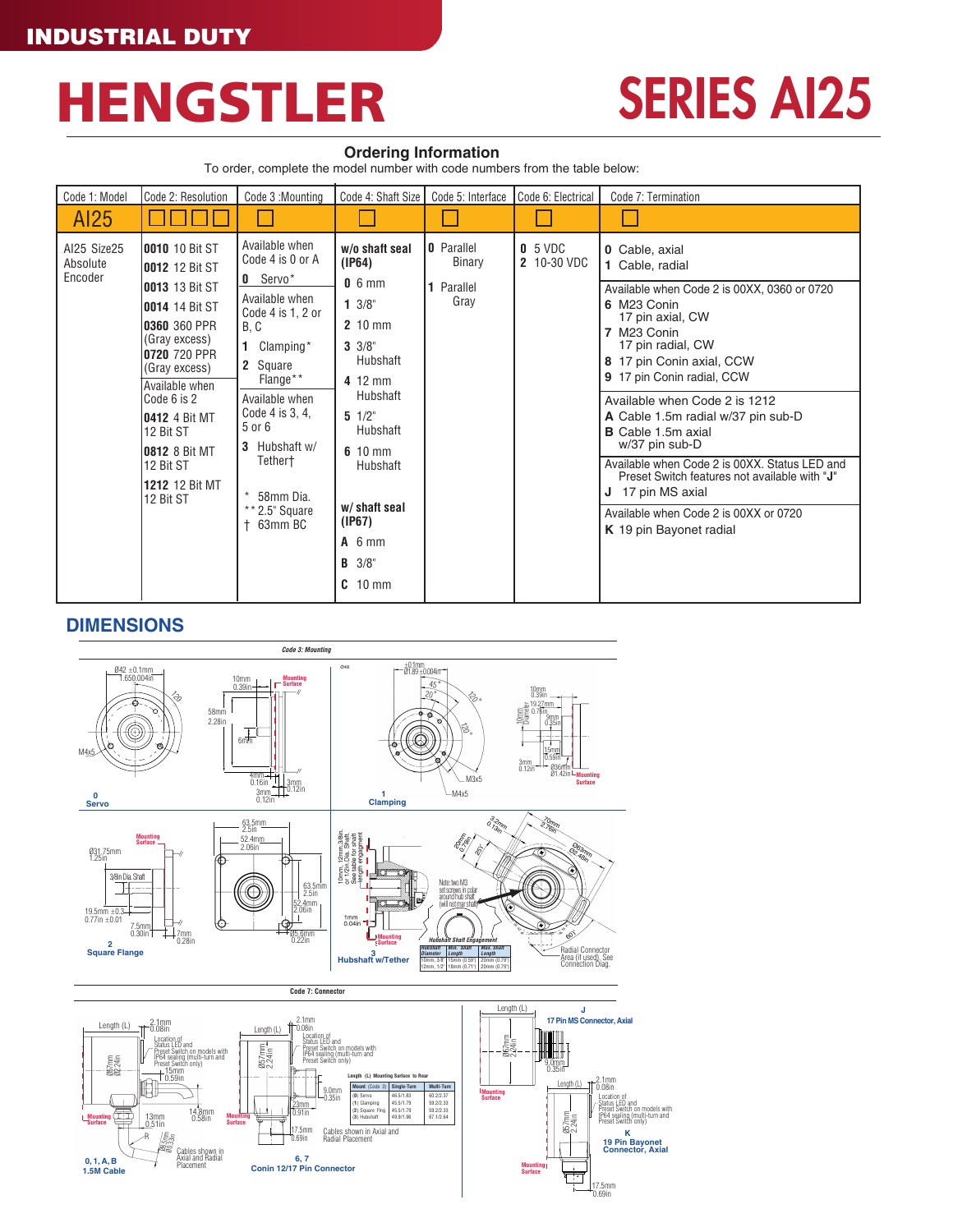INDUSTRIAL DUTY

# HENGSTLER

# SERIES AI25

## Ordering Information

To order, complete the model number with code numbers from the table below:

| Code 1: Model | Code 2: Resolution | Code 3 :Mounting | Code 4: Shaft Size | Code 5: Interface | Code 6: Electrical | Code 7: Termination |
|---|---|---|---|---|---|---|
| AI25 | ☐☐☐☐ | ☐ | ☐ | ☐ | ☐ | ☐ |
| AI25 Size25 Absolute Encoder | **0010** 10 Bit ST<br>**0012** 12 Bit ST<br>**0013** 13 Bit ST<br>**0014** 14 Bit ST<br>**0360** 360 PPR (Gray excess)<br>**0720** 720 PPR (Gray excess)<br>Available when Code 6 is 2<br>**0412** 4 Bit MT 12 Bit ST<br>**0812** 8 Bit MT 12 Bit ST<br>**1212** 12 Bit MT 12 Bit ST | Available when Code 4 is 0 or A<br>**0** Servo*<br>Available when Code 4 is 1, 2 or B, C<br>**1** Clamping*<br>**2** Square Flange**<br>Available when Code 4 is 3, 4, 5 or 6<br>**3** Hubshaft w/ Tether†<br><br>* 58mm Dia.<br>** 2.5" Square<br>† 63mm BC | **w/o shaft seal (IP64)**<br>**0** 6 mm<br>**1** 3/8"<br>**2** 10 mm<br>**3** 3/8" Hubshaft<br>**4** 12 mm Hubshaft<br>**5** 1/2" Hubshaft<br>**6** 10 mm Hubshaft<br><br>**w/ shaft seal (IP67)**<br>**A** 6 mm<br>**B** 3/8"<br>**C** 10 mm | **0** Parallel Binary<br>**1** Parallel Gray | **0** 5 VDC<br>**2** 10-30 VDC | **0** Cable, axial<br>**1** Cable, radial<br>Available when Code 2 is 00XX, 0360 or 0720<br>**6** M23 Conin 17 pin axial, CW<br>**7** M23 Conin 17 pin radial, CW<br>**8** 17 pin Conin axial, CCW<br>**9** 17 pin Conin radial, CCW<br>Available when Code 2 is 1212<br>**A** Cable 1.5m radial w/37 pin sub-D<br>**B** Cable 1.5m axial w/37 pin sub-D<br>Available when Code 2 is 00XX. Status LED and Preset Switch features not available with "**J**"<br>**J** 17 pin MS axial<br>Available when Code 2 is 00XX or 0720<br>**K** 19 pin Bayonet radial |

## DIMENSIONS

**Code 3: Mounting**

**0** Servo — Ø42 ±0.1mm 1.650.004in; 58mm 2.28in; M4x5; 120°; 10mm 0.39in; 6mm; 4mm 0.16in; 3mm 0.12in; 3mm 0.12in; Mounting Surface

**1** Clamping — ±0.1mm Ø1.89 ±0.004in; 45°; 20°; 120°; 120°; M3x5; M4x5; 10mm 0.39in; 19.22mm 0.76in; 9mm 0.35in; 15mm 0.59in; 3mm 0.12in; Ø36mm Ø1.42in; Mounting Surface

**2** Square Flange — Ø31.75mm 1.25in; 3/8in Dia. Shaft; 19.5mm ±0.3 0.77in ±0.01; 7.5mm 0.30in; 7mm 0.28in; 63.5mm 2.5in; 52.4mm 2.06in; 63.5mm 2.5in; 52.4mm 2.06in; Ø5.6mm 0.22in; Mounting Surface

**3** Hubshaft w/Tether — 10mm, 12mm, 3/8in, or 1/2in Dia. Shaft. See table for shaft length engagement; 1mm 0.04in; Mounting Surface; Note: two M3 set screws in collar around hub shaft (will not mar shaft); 3.2mm 0.13in; 20mm 0.79in; 25°; 70mm 2.76in; Ø63mm Ø2.48in; 60°; Radial Connector Area (if used). See Connection Diag.

Hubshaft Shaft Engagement

| Hubshaft Diameter | Min. Shaft Length | Max. Shaft Length |
|---|---|---|
| 10mm, 3/8" | 15mm (0.59") | 20mm (0.79") |
| 12mm, 1/2" | 18mm (0.71") | 20mm (0.79") |

**Code 7: Connector**

**0, 1, A, B** 1.5M Cable — Length (L); 2.1mm 0.08in; Location of Status LED and Preset Switch on models with IP64 sealing (multi-turn and Preset Switch only); 15mm 0.59in; Ø57mm Ø2.24in; 13mm 0.51in; 14.8mm 0.58in; R; Mounting Surface; Cables shown in Axial and Radial Placement

**6, 7** Conin 12/17 Pin Connector — Length (L); 2.1mm 0.08in; Location of Status LED and Preset Switch on models with IP64 sealing (multi-turn and Preset Switch only); Ø57mm 2.24in; 9.0mm 0.35in; 23mm 0.91in; 17.5mm 0.69in; Mounting Surface; Cables shown in Axial and Radial Placement

Length (L) Mounting Surface to Rear

| Mount (Code 3) | Single-Turn | Multi-Turn |
|---|---|---|
| (0) Servo | 46.5/1.83 | 60.2/2.37 |
| (1) Clamping | 45.5/1.79 | 59.2/2.33 |
| (2) Square Flng | 45.5/1.79 | 59.2/2.33 |
| (3) Hubshaft | 49.9/1.96 | 67.1/2.64 |

**J** 17 Pin MS Connector, Axial — Length (L); Ø57mm 2.24in; 9.0mm 0.35in; Mounting Surface

**K** 19 Pin Bayonet Connector, Axial — Length (L); 2.1mm 0.08in; Location of Status LED and Preset Switch on models with IP64 sealing (multi-turn and Preset Switch only); Ø57mm 2.24in; 17.5mm 0.69in; Mounting Surface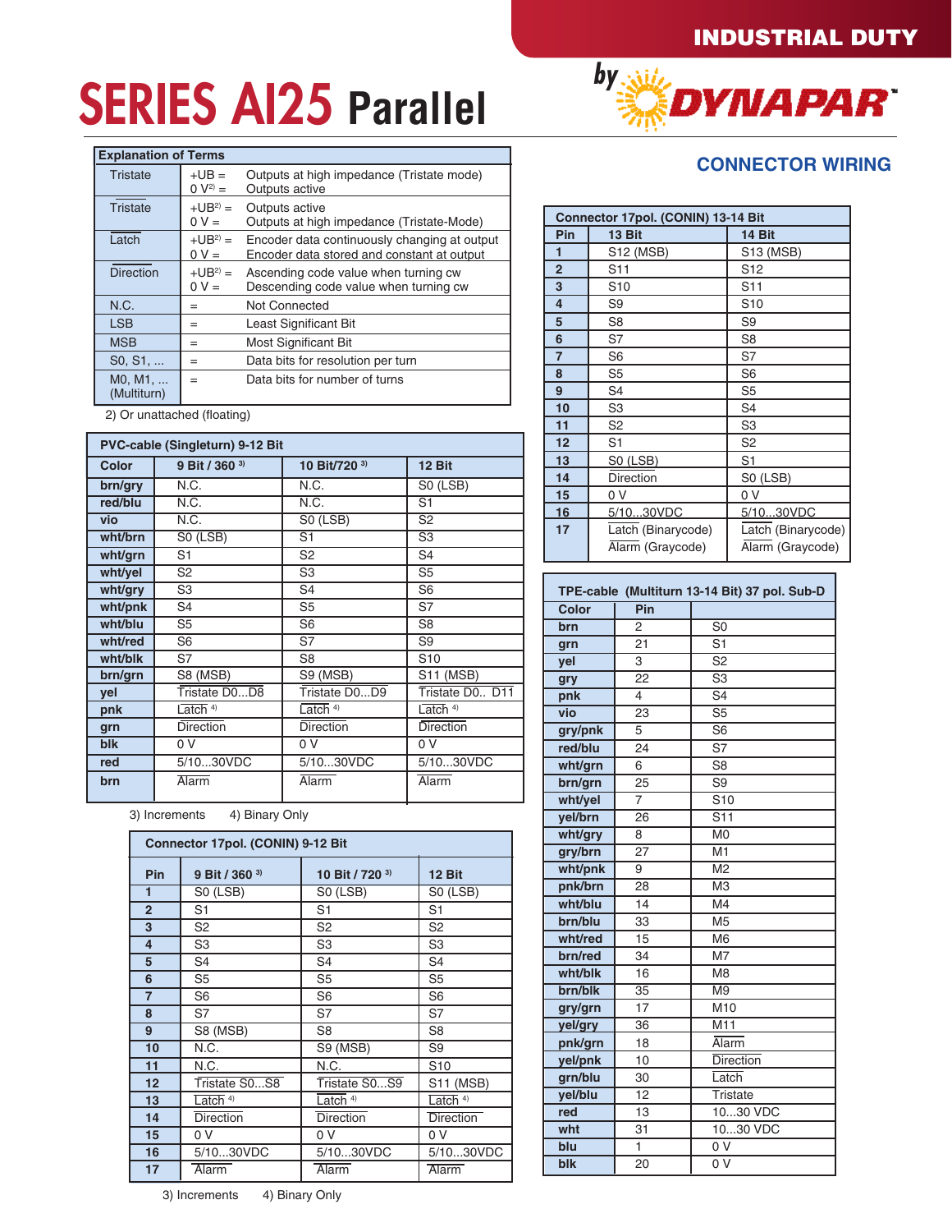# SERIES AI25 Parallel

INDUSTRIAL DUTY by DYNAPAR

## CONNECTOR WIRING

| Explanation of Terms | | |
|---|---|---|
| Tristate | +UB = <br> 0 V[2] = | Outputs at high impedance (Tristate mode) <br> Outputs active |
| Tristate (overlined) | +UB[2] = <br> 0 V = | Outputs active <br> Outputs at high impedance (Tristate-Mode) |
| Latch (overlined) | +UB[2] = <br> 0 V = | Encoder data continuously changing at output <br> Encoder data stored and constant at output |
| Direction | +UB[2] = <br> 0 V = | Ascending code value when turning cw <br> Descending code value when turning cw |
| N.C. | = | Not Connected |
| LSB | = | Least Significant Bit |
| MSB | = | Most Significant Bit |
| S0, S1, ... | = | Data bits for resolution per turn |
| M0, M1, ... (Multiturn) | = | Data bits for number of turns |

2) Or unattached (floating)

| PVC-cable (Singleturn) 9-12 Bit | | | |
|---|---|---|---|
| **Color** | **9 Bit / 360 [3]** | **10 Bit/720 [3]** | **12 Bit** |
| **brn/gry** | N.C. | N.C. | S0 (LSB) |
| **red/blu** | N.C. | N.C. | S1 |
| **vio** | N.C. | S0 (LSB) | S2 |
| **wht/brn** | S0 (LSB) | S1 | S3 |
| **wht/grn** | S1 | S2 | S4 |
| **wht/yel** | S2 | S3 | S5 |
| **wht/gry** | S3 | S4 | S6 |
| **wht/pnk** | S4 | S5 | S7 |
| **wht/blu** | S5 | S6 | S8 |
| **wht/red** | S6 | S7 | S9 |
| **wht/blk** | S7 | S8 | S10 |
| **brn/grn** | S8 (MSB) | S9 (MSB) | S11 (MSB) |
| **yel** | Tristate D0...D8 | Tristate D0...D9 | Tristate D0.. D11 |
| **pnk** | Latch [4] | Latch [4] | Latch [4] |
| **grn** | Direction | Direction | Direction |
| **blk** | 0 V | 0 V | 0 V |
| **red** | 5/10...30VDC | 5/10...30VDC | 5/10...30VDC |
| **brn** | Alarm | Alarm | Alarm |

3) Increments 4) Binary Only

| Connector 17pol. (CONIN) 9-12 Bit | | | |
|---|---|---|---|
| **Pin** | **9 Bit / 360 [3]** | **10 Bit / 720 [3]** | **12 Bit** |
| **1** | S0 (LSB) | S0 (LSB) | S0 (LSB) |
| **2** | S1 | S1 | S1 |
| **3** | S2 | S2 | S2 |
| **4** | S3 | S3 | S3 |
| **5** | S4 | S4 | S4 |
| **6** | S5 | S5 | S5 |
| **7** | S6 | S6 | S6 |
| **8** | S7 | S7 | S7 |
| **9** | S8 (MSB) | S8 | S8 |
| **10** | N.C. | S9 (MSB) | S9 |
| **11** | N.C. | N.C. | S10 |
| **12** | Tristate S0...S8 | Tristate S0...S9 | S11 (MSB) |
| **13** | Latch [4] | Latch [4] | Latch [4] |
| **14** | Direction | Direction | Direction |
| **15** | 0 V | 0 V | 0 V |
| **16** | 5/10...30VDC | 5/10...30VDC | 5/10...30VDC |
| **17** | Alarm | Alarm | Alarm |

3) Increments 4) Binary Only

| Connector 17pol. (CONIN) 13-14 Bit | | |
|---|---|---|
| **Pin** | **13 Bit** | **14 Bit** |
| **1** | S12 (MSB) | S13 (MSB) |
| **2** | S11 | S12 |
| **3** | S10 | S11 |
| **4** | S9 | S10 |
| **5** | S8 | S9 |
| **6** | S7 | S8 |
| **7** | S6 | S7 |
| **8** | S5 | S6 |
| **9** | S4 | S5 |
| **10** | S3 | S4 |
| **11** | S2 | S3 |
| **12** | S1 | S2 |
| **13** | S0 (LSB) | S1 |
| **14** | Direction | S0 (LSB) |
| **15** | 0 V | 0 V |
| **16** | 5/10...30VDC | 5/10...30VDC |
| **17** | Latch (Binarycode) <br> Alarm (Graycode) | Latch (Binarycode) <br> Alarm (Graycode) |

| TPE-cable (Multiturn 13-14 Bit) 37 pol. Sub-D | | |
|---|---|---|
| **Color** | **Pin** | |
| **brn** | 2 | S0 |
| **grn** | 21 | S1 |
| **yel** | 3 | S2 |
| **gry** | 22 | S3 |
| **pnk** | 4 | S4 |
| **vio** | 23 | S5 |
| **gry/pnk** | 5 | S6 |
| **red/blu** | 24 | S7 |
| **wht/grn** | 6 | S8 |
| **brn/grn** | 25 | S9 |
| **wht/yel** | 7 | S10 |
| **yel/brn** | 26 | S11 |
| **wht/gry** | 8 | M0 |
| **gry/brn** | 27 | M1 |
| **wht/pnk** | 9 | M2 |
| **pnk/brn** | 28 | M3 |
| **wht/blu** | 14 | M4 |
| **brn/blu** | 33 | M5 |
| **wht/red** | 15 | M6 |
| **brn/red** | 34 | M7 |
| **wht/blk** | 16 | M8 |
| **brn/blk** | 35 | M9 |
| **gry/grn** | 17 | M10 |
| **yel/gry** | 36 | M11 |
| **pnk/grn** | 18 | Alarm |
| **yel/pnk** | 10 | Direction |
| **grn/blu** | 30 | Latch |
| **yel/blu** | 12 | Tristate |
| **red** | 13 | 10...30 VDC |
| **wht** | 31 | 10...30 VDC |
| **blu** | 1 | 0 V |
| **blk** | 20 | 0 V |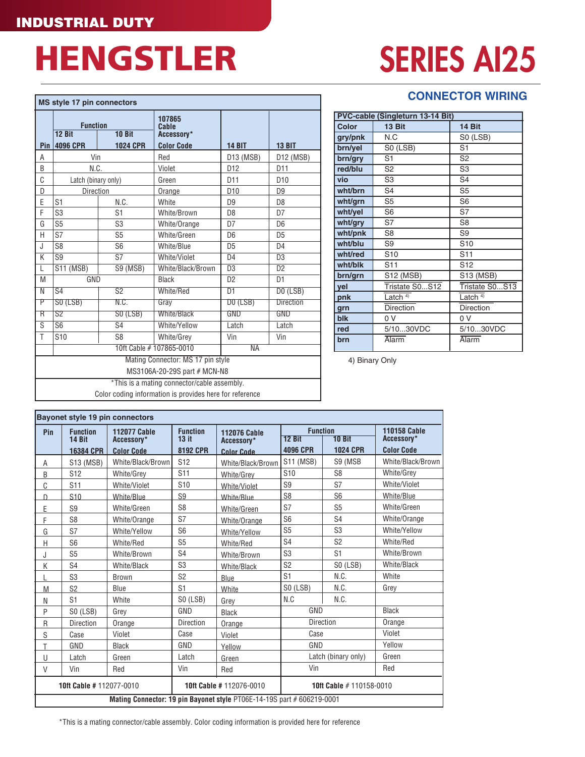INDUSTRIAL DUTY

# HENGSTLER

# SERIES AI25

## CONNECTOR WIRING

### MS style 17 pin connectors

| Pin | Function 12 Bit 4096 CPR | Function 10 Bit 1024 CPR | 107865 Cable Accessory* Color Code | 14 BIT | 13 BIT |
|---|---|---|---|---|---|
| A | Vin | | Red | D13 (MSB) | D12 (MSB) |
| B | N.C. | | Violet | D12 | D11 |
| C | Latch (binary only) | | Green | D11 | D10 |
| D | Direction | | Orange | D10 | D9 |
| E | S1 | N.C. | White | D9 | D8 |
| F | S3 | S1 | White/Brown | D8 | D7 |
| G | S5 | S3 | White/Orange | D7 | D6 |
| H | S7 | S5 | White/Green | D6 | D5 |
| J | S8 | S6 | White/Blue | D5 | D4 |
| K | S9 | S7 | White/Violet | D4 | D3 |
| L | S11 (MSB) | S9 (MSB) | White/Black/Brown | D3 | D2 |
| M | GND | | Black | D2 | D1 |
| N | S4 | S2 | White/Red | D1 | D0 (LSB) |
| P | S0 (LSB) | N.C. | Gray | D0 (LSB) | Direction |
| R | S2 | S0 (LSB) | White/Black | GND | GND |
| S | S6 | S4 | White/Yellow | Latch | Latch |
| T | S10 | S8 | White/Grey | Vin | Vin |
| | 10ft Cable # 107865-0010 | | | NA | |

Mating Connector: MS 17 pin style
MS3106A-20-29S part # MCN-N8

*This is a mating connector/cable assembly.
Color coding information is provides here for reference

### PVC-cable (Singleturn 13-14 Bit)

| Color | 13 Bit | 14 Bit |
|---|---|---|
| gry/pnk | N.C | S0 (LSB) |
| brn/yel | S0 (LSB) | S1 |
| brn/gry | S1 | S2 |
| red/blu | S2 | S3 |
| vio | S3 | S4 |
| wht/brn | S4 | S5 |
| wht/grn | S5 | S6 |
| wht/yel | S6 | S7 |
| wht/gry | S7 | S8 |
| wht/pnk | S8 | S9 |
| wht/blu | S9 | S10 |
| wht/red | S10 | S11 |
| wht/blk | S11 | S12 |
| brn/grn | S12 (MSB) | S13 (MSB) |
| yel | Tristate S0...S12 | Tristate S0...S13 |
| pnk | Latch [4] | Latch [4] |
| grn | Direction | Direction |
| blk | 0 V | 0 V |
| red | 5/10...30VDC | 5/10...30VDC |
| brn | Alarm | Alarm |

4) Binary Only

### Bayonet style 19 pin connectors

| Pin | Function 14 Bit 16384 CPR | 112077 Cable Accessory* Color Code | Function 13 it 8192 CPR | 112076 Cable Accessory* Color Code | Function 12 Bit 4096 CPR | Function 10 Bit 1024 CPR | 110158 Cable Accessory* Color Code |
|---|---|---|---|---|---|---|---|
| A | S13 (MSB) | White/Black/Brown | S12 | White/Black/Brown | S11 (MSB) | S9 (MSB | White/Black/Brown |
| B | S12 | White/Grey | S11 | White/Grey | S10 | S8 | White/Grey |
| C | S11 | White/Violet | S10 | White/Violet | S9 | S7 | White/Violet |
| D | S10 | White/Blue | S9 | White/Blue | S8 | S6 | White/Blue |
| E | S9 | White/Green | S8 | White/Green | S7 | S5 | White/Green |
| F | S8 | White/Orange | S7 | White/Orange | S6 | S4 | White/Orange |
| G | S7 | White/Yellow | S6 | White/Yellow | S5 | S3 | White/Yellow |
| H | S6 | White/Red | S5 | White/Red | S4 | S2 | White/Red |
| J | S5 | White/Brown | S4 | White/Brown | S3 | S1 | White/Brown |
| K | S4 | White/Black | S3 | White/Black | S2 | S0 (LSB) | White/Black |
| L | S3 | Brown | S2 | Blue | S1 | N.C. | White |
| M | S2 | Blue | S1 | White | S0 (LSB) | N.C. | Grey |
| N | S1 | White | S0 (LSB) | Grey | N.C | N.C. | |
| P | S0 (LSB) | Grey | GND | Black | GND | | Black |
| R | Direction | Orange | Direction | Orange | Direction | | Orange |
| S | Case | Violet | Case | Violet | Case | | Violet |
| T | GND | Black | GND | Yellow | GND | | Yellow |
| U | Latch | Green | Latch | Green | Latch (binary only) | | Green |
| V | Vin | Red | Vin | Red | Vin | | Red |
| | 10ft Cable # 112077-0010 | | 10ft Cable # 112076-0010 | | 10ft Cable # 110158-0010 | | |

**Mating Connector: 19 pin Bayonet style** PT06E-14-19S part # 606219-0001

*This is a mating connector/cable assembly. Color coding information is provided here for reference